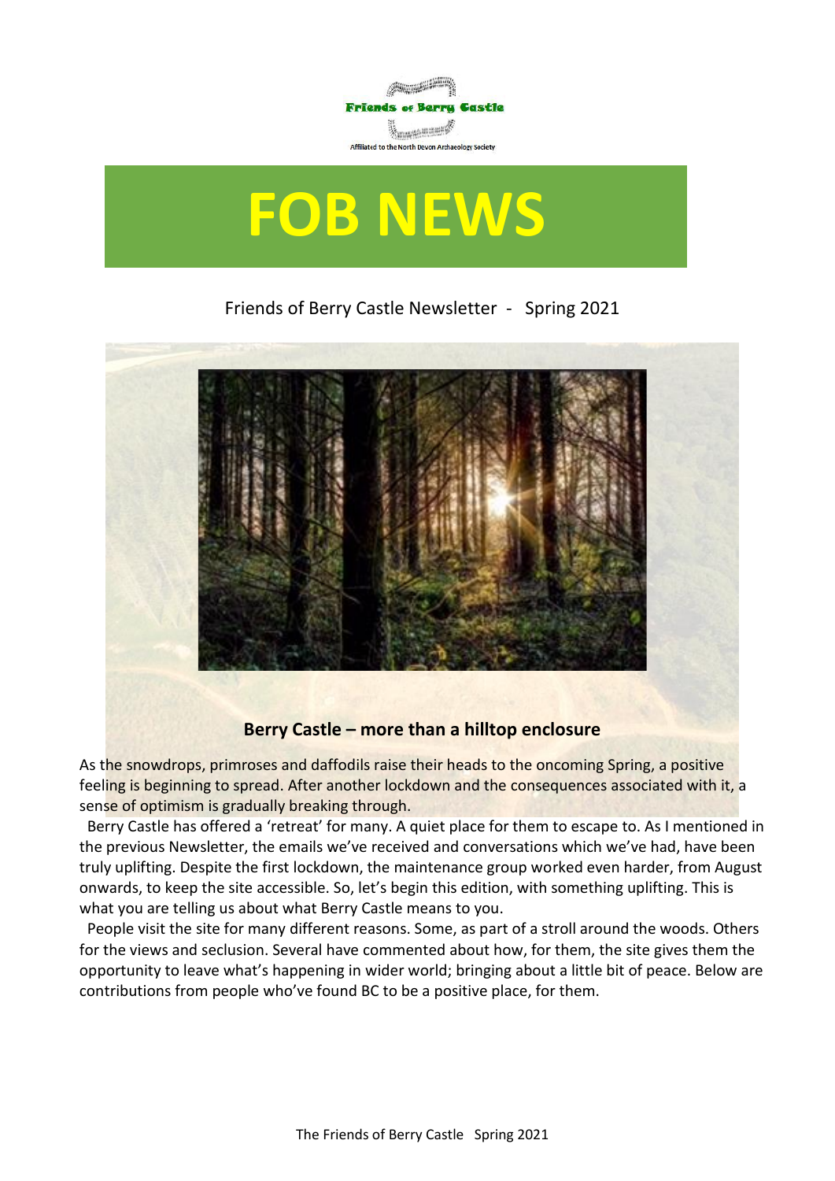Friends of Berry Castle

Affiliated to the North Devon Archaeology Society

# FOB NEWS

Friends of Berry Castle Newsletter - Spring 2021

## Berry Castle – more than a hilltop enclosure

As the snowdrops, primroses and daffodils raise their heads to the oncoming Spring, a positive feeling is beginning to spread. After another lockdown and the consequences associated with it, a sense of optimism is gradually breaking through.

Berry Castle has offered a 'retreat' for many. A quiet place for them to escape to. As I mentioned in the previous Newsletter, the emails we've received and conversations which we've had, have been truly uplifting. Despite the first lockdown, the maintenance group worked even harder, from August onwards, to keep the site accessible. So, let's begin this edition, with something uplifting. This is what you are telling us about what Berry Castle means to you.

People visit the site for many different reasons. Some, as part of a stroll around the woods. Others for the views and seclusion. Several have commented about how, for them, the site gives them the opportunity to leave what's happening in wider world; bringing about a little bit of peace. Below are contributions from people who've found BC to be a positive place, for them.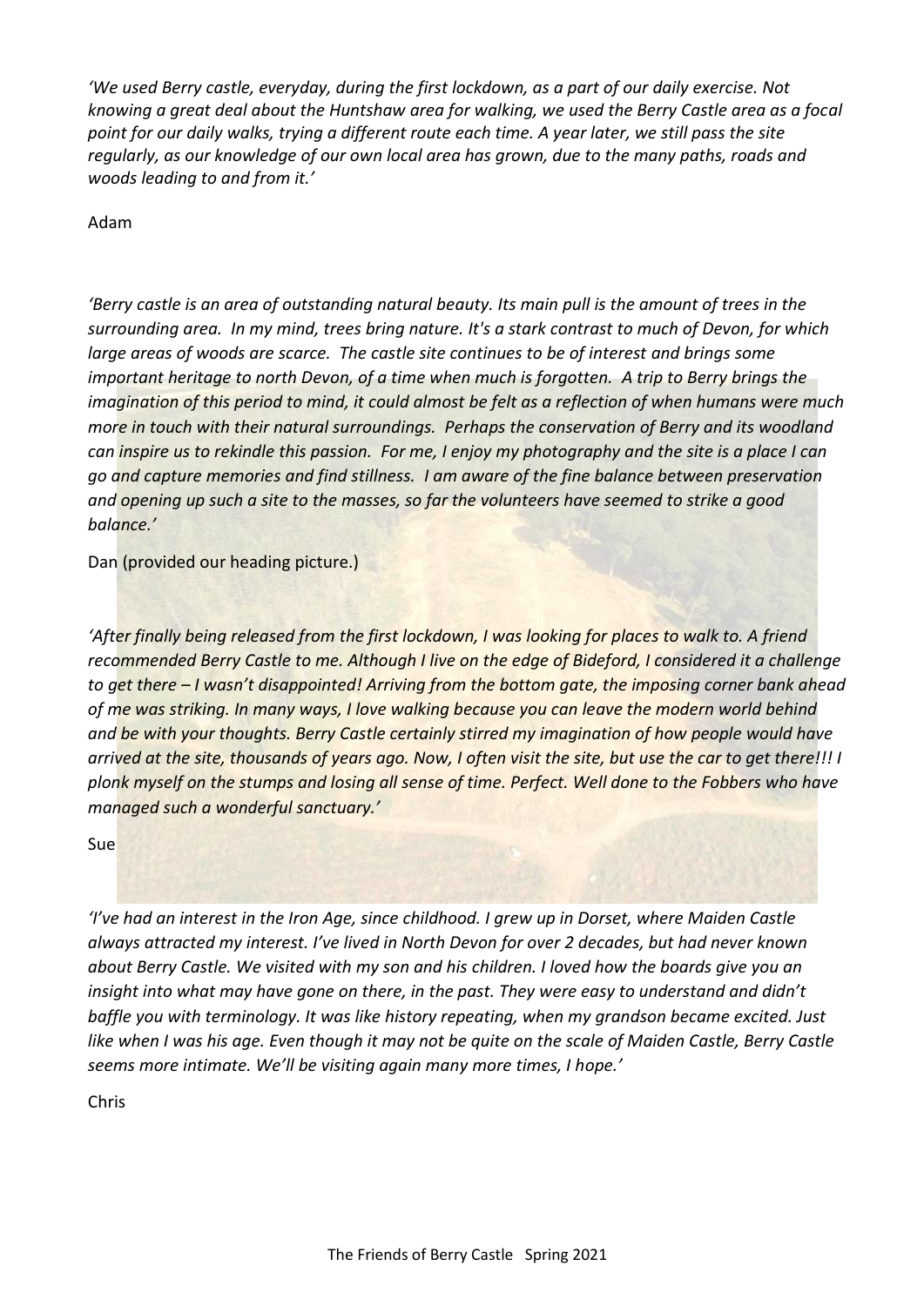*'We used Berry castle, everyday, during the first lockdown, as a part of our daily exercise. Not knowing a great deal about the Huntshaw area for walking, we used the Berry Castle area as a focal point for our daily walks, trying a different route each time. A year later, we still pass the site regularly, as our knowledge of our own local area has grown, due to the many paths, roads and woods leading to and from it.'*

Adam

*'Berry castle is an area of outstanding natural beauty. Its main pull is the amount of trees in the surrounding area. In my mind, trees bring nature. It's a stark contrast to much of Devon, for which large areas of woods are scarce. The castle site continues to be of interest and brings some important heritage to north Devon, of a time when much is forgotten. A trip to Berry brings the imagination of this period to mind, it could almost be felt as a reflection of when humans were much more in touch with their natural surroundings. Perhaps the conservation of Berry and its woodland can inspire us to rekindle this passion. For me, I enjoy my photography and the site is a place I can go and capture memories and find stillness. I am aware of the fine balance between preservation and opening up such a site to the masses, so far the volunteers have seemed to strike a good balance.'*

Dan (provided our heading picture.)

*'After finally being released from the first lockdown, I was looking for places to walk to. A friend recommended Berry Castle to me. Although I live on the edge of Bideford, I considered it a challenge to get there – I wasn't disappointed! Arriving from the bottom gate, the imposing corner bank ahead of me was striking. In many ways, I love walking because you can leave the modern world behind and be with your thoughts. Berry Castle certainly stirred my imagination of how people would have arrived at the site, thousands of years ago. Now, I often visit the site, but use the car to get there!!! I plonk myself on the stumps and losing all sense of time. Perfect. Well done to the Fobbers who have managed such a wonderful sanctuary.'*

Sue

*'I've had an interest in the Iron Age, since childhood. I grew up in Dorset, where Maiden Castle always attracted my interest. I've lived in North Devon for over 2 decades, but had never known about Berry Castle. We visited with my son and his children. I loved how the boards give you an insight into what may have gone on there, in the past. They were easy to understand and didn't baffle you with terminology. It was like history repeating, when my grandson became excited. Just like when I was his age. Even though it may not be quite on the scale of Maiden Castle, Berry Castle seems more intimate. We'll be visiting again many more times, I hope.'*

Chris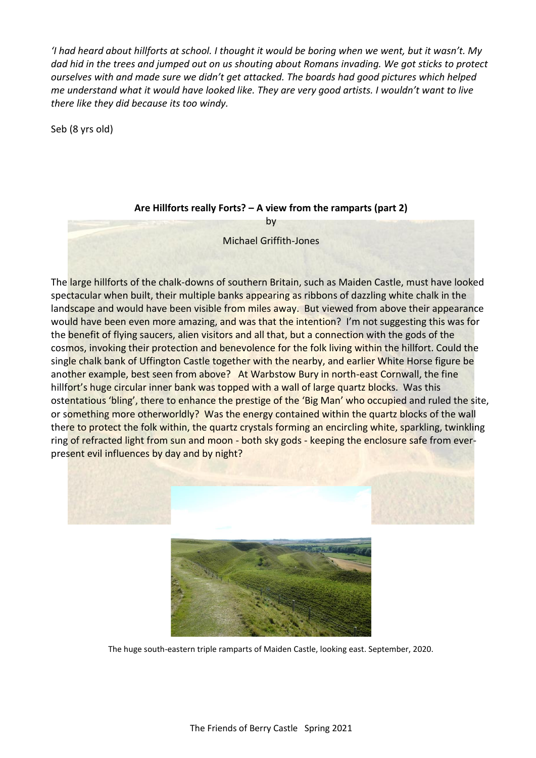*'I had heard about hillforts at school. I thought it would be boring when we went, but it wasn't. My dad hid in the trees and jumped out on us shouting about Romans invading. We got sticks to protect ourselves with and made sure we didn't get attacked. The boards had good pictures which helped me understand what it would have looked like. They are very good artists. I wouldn't want to live there like they did because its too windy.*

Seb (8 yrs old)

## Are Hillforts really Forts? – A view from the ramparts (part 2)

by

Michael Griffith-Jones

The large hillforts of the chalk-downs of southern Britain, such as Maiden Castle, must have looked spectacular when built, their multiple banks appearing as ribbons of dazzling white chalk in the landscape and would have been visible from miles away. But viewed from above their appearance would have been even more amazing, and was that the intention? I'm not suggesting this was for the benefit of flying saucers, alien visitors and all that, but a connection with the gods of the cosmos, invoking their protection and benevolence for the folk living within the hillfort. Could the single chalk bank of Uffington Castle together with the nearby, and earlier White Horse figure be another example, best seen from above? At Warbstow Bury in north-east Cornwall, the fine hillfort's huge circular inner bank was topped with a wall of large quartz blocks. Was this ostentatious 'bling', there to enhance the prestige of the 'Big Man' who occupied and ruled the site, or something more otherworldly? Was the energy contained within the quartz blocks of the wall there to protect the folk within, the quartz crystals forming an encircling white, sparkling, twinkling ring of refracted light from sun and moon - both sky gods - keeping the enclosure safe from ever-present evil influences by day and by night?

The huge south-eastern triple ramparts of Maiden Castle, looking east. September, 2020.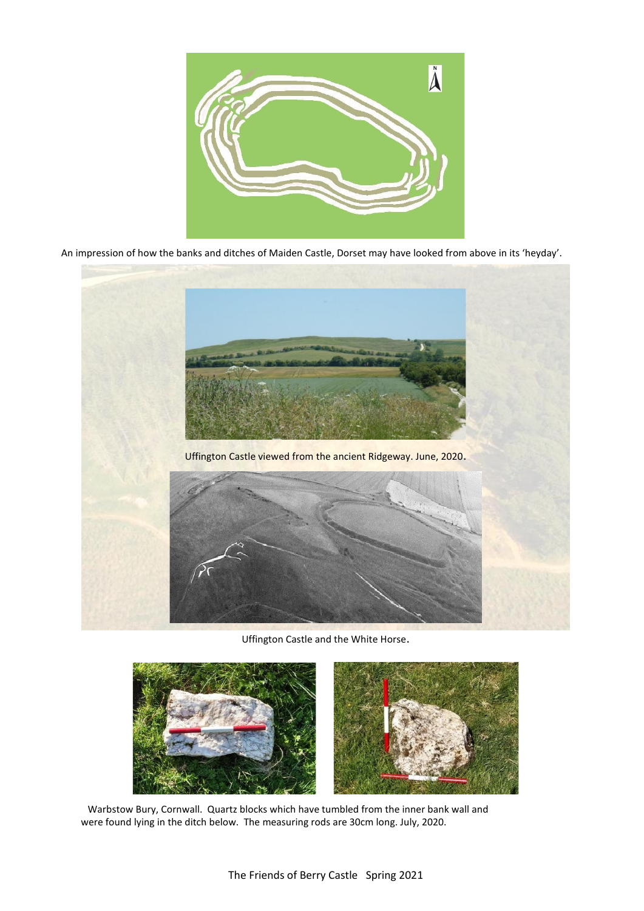An impression of how the banks and ditches of Maiden Castle, Dorset may have looked from above in its 'heyday'.

Uffington Castle viewed from the ancient Ridgeway. June, 2020.

Uffington Castle and the White Horse.

Warbstow Bury, Cornwall. Quartz blocks which have tumbled from the inner bank wall and were found lying in the ditch below. The measuring rods are 30cm long. July, 2020.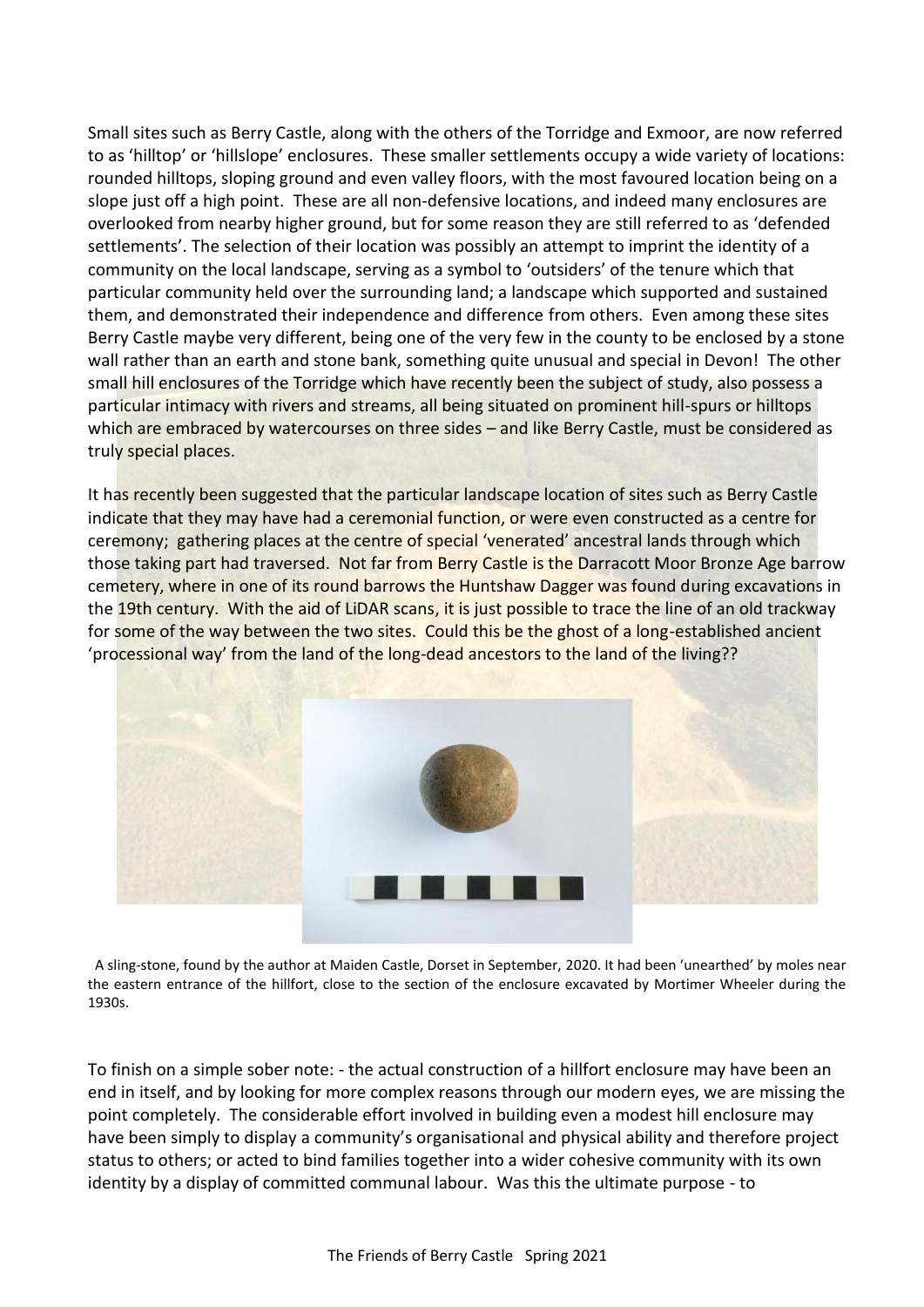Small sites such as Berry Castle, along with the others of the Torridge and Exmoor, are now referred to as 'hilltop' or 'hillslope' enclosures. These smaller settlements occupy a wide variety of locations: rounded hilltops, sloping ground and even valley floors, with the most favoured location being on a slope just off a high point. These are all non-defensive locations, and indeed many enclosures are overlooked from nearby higher ground, but for some reason they are still referred to as 'defended settlements'. The selection of their location was possibly an attempt to imprint the identity of a community on the local landscape, serving as a symbol to 'outsiders' of the tenure which that particular community held over the surrounding land; a landscape which supported and sustained them, and demonstrated their independence and difference from others. Even among these sites Berry Castle maybe very different, being one of the very few in the county to be enclosed by a stone wall rather than an earth and stone bank, something quite unusual and special in Devon! The other small hill enclosures of the Torridge which have recently been the subject of study, also possess a particular intimacy with rivers and streams, all being situated on prominent hill-spurs or hilltops which are embraced by watercourses on three sides – and like Berry Castle, must be considered as truly special places.

It has recently been suggested that the particular landscape location of sites such as Berry Castle indicate that they may have had a ceremonial function, or were even constructed as a centre for ceremony; gathering places at the centre of special 'venerated' ancestral lands through which those taking part had traversed. Not far from Berry Castle is the Darracott Moor Bronze Age barrow cemetery, where in one of its round barrows the Huntshaw Dagger was found during excavations in the 19th century. With the aid of LiDAR scans, it is just possible to trace the line of an old trackway for some of the way between the two sites. Could this be the ghost of a long-established ancient 'processional way' from the land of the long-dead ancestors to the land of the living??

A sling-stone, found by the author at Maiden Castle, Dorset in September, 2020. It had been 'unearthed' by moles near the eastern entrance of the hillfort, close to the section of the enclosure excavated by Mortimer Wheeler during the 1930s.

To finish on a simple sober note: - the actual construction of a hillfort enclosure may have been an end in itself, and by looking for more complex reasons through our modern eyes, we are missing the point completely. The considerable effort involved in building even a modest hill enclosure may have been simply to display a community's organisational and physical ability and therefore project status to others; or acted to bind families together into a wider cohesive community with its own identity by a display of committed communal labour. Was this the ultimate purpose - to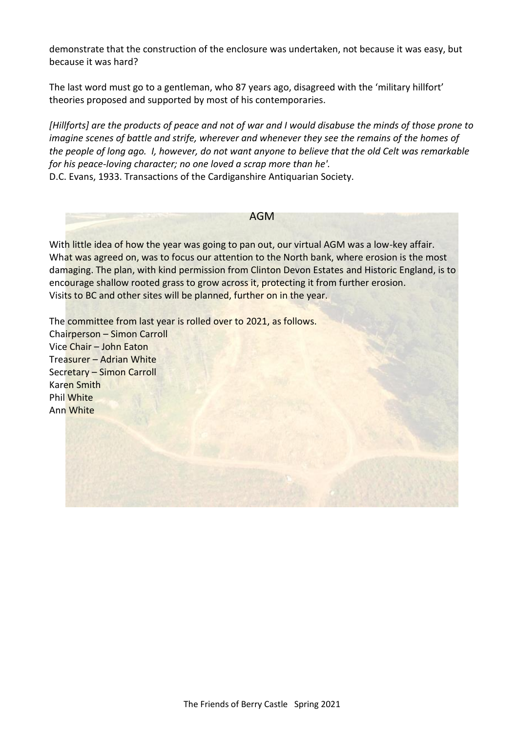demonstrate that the construction of the enclosure was undertaken, not because it was easy, but because it was hard?

The last word must go to a gentleman, who 87 years ago, disagreed with the 'military hillfort' theories proposed and supported by most of his contemporaries.

*[Hillforts] are the products of peace and not of war and I would disabuse the minds of those prone to imagine scenes of battle and strife, wherever and whenever they see the remains of the homes of the people of long ago. I, however, do not want anyone to believe that the old Celt was remarkable for his peace-loving character; no one loved a scrap more than he'.*
D.C. Evans, 1933. Transactions of the Cardiganshire Antiquarian Society.

## AGM

With little idea of how the year was going to pan out, our virtual AGM was a low-key affair. What was agreed on, was to focus our attention to the North bank, where erosion is the most damaging. The plan, with kind permission from Clinton Devon Estates and Historic England, is to encourage shallow rooted grass to grow across it, protecting it from further erosion.
Visits to BC and other sites will be planned, further on in the year.

The committee from last year is rolled over to 2021, as follows.
Chairperson – Simon Carroll
Vice Chair – John Eaton
Treasurer – Adrian White
Secretary – Simon Carroll
Karen Smith
Phil White
Ann White